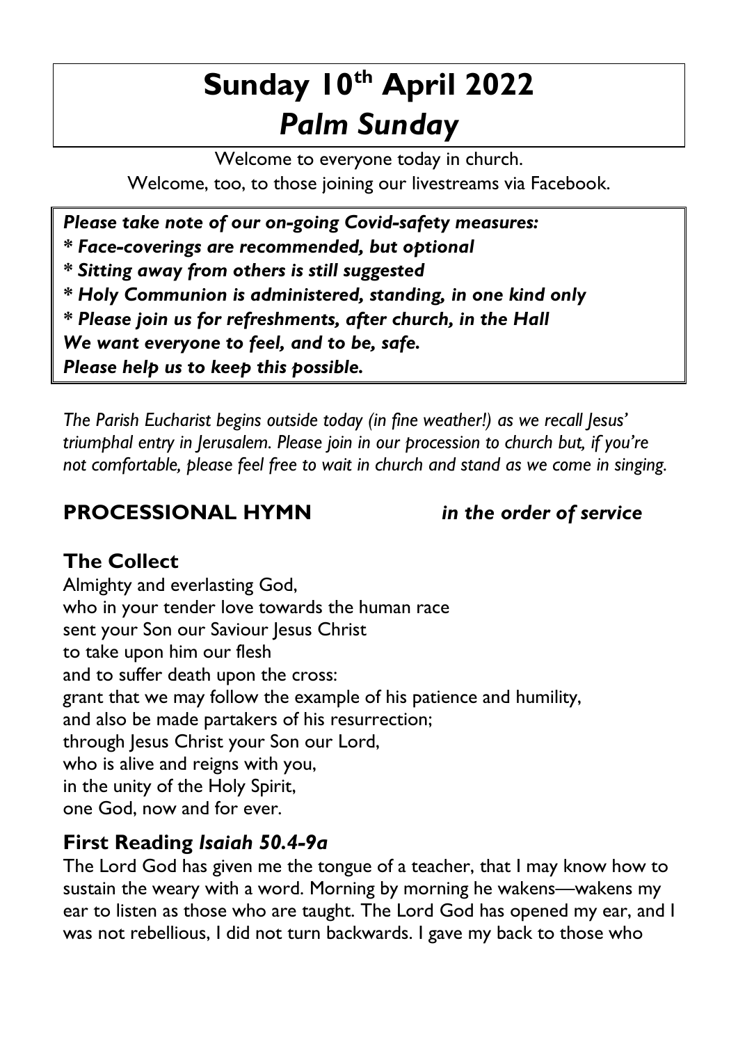# Sunday 10th April 2022
# *Palm Sunday*

Welcome to everyone today in church.
Welcome, too, to those joining our livestreams via Facebook.

***Please take note of our on-going Covid-safety measures:***
***\* Face-coverings are recommended, but optional***
***\* Sitting away from others is still suggested***
***\* Holy Communion is administered, standing, in one kind only***
***\* Please join us for refreshments, after church, in the Hall***
***We want everyone to feel, and to be, safe.***
***Please help us to keep this possible.***

*The Parish Eucharist begins outside today (in fine weather!) as we recall Jesus' triumphal entry in Jerusalem. Please join in our procession to church but, if you're not comfortable, please feel free to wait in church and stand as we come in singing.*

## PROCESSIONAL HYMN *in the order of service*

## The Collect

Almighty and everlasting God,
who in your tender love towards the human race
sent your Son our Saviour Jesus Christ
to take upon him our flesh
and to suffer death upon the cross:
grant that we may follow the example of his patience and humility,
and also be made partakers of his resurrection;
through Jesus Christ your Son our Lord,
who is alive and reigns with you,
in the unity of the Holy Spirit,
one God, now and for ever.

## First Reading *Isaiah 50.4-9a*

The Lord God has given me the tongue of a teacher, that I may know how to sustain the weary with a word. Morning by morning he wakens—wakens my ear to listen as those who are taught. The Lord God has opened my ear, and I was not rebellious, I did not turn backwards. I gave my back to those who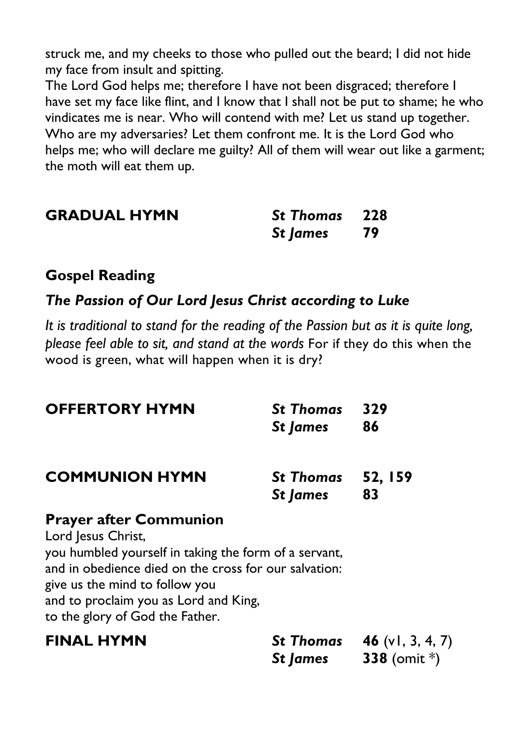struck me, and my cheeks to those who pulled out the beard; I did not hide my face from insult and spitting.
The Lord God helps me; therefore I have not been disgraced; therefore I have set my face like flint, and I know that I shall not be put to shame; he who vindicates me is near. Who will contend with me? Let us stand up together. Who are my adversaries? Let them confront me. It is the Lord God who helps me; who will declare me guilty? All of them will wear out like a garment; the moth will eat them up.

**GRADUAL HYMN** *St Thomas* **228**
*St James* **79**

## Gospel Reading

### *The Passion of Our Lord Jesus Christ according to Luke*

*It is traditional to stand for the reading of the Passion but as it is quite long, please feel able to sit, and stand at the words* For if they do this when the wood is green, what will happen when it is dry?

**OFFERTORY HYMN** *St Thomas* **329**
*St James* **86**

**COMMUNION HYMN** *St Thomas* **52, 159**
*St James* **83**

## Prayer after Communion

Lord Jesus Christ,
you humbled yourself in taking the form of a servant,
and in obedience died on the cross for our salvation:
give us the mind to follow you
and to proclaim you as Lord and King,
to the glory of God the Father.

**FINAL HYMN** *St Thomas* **46** (v1, 3, 4, 7)
*St James* **338** (omit *)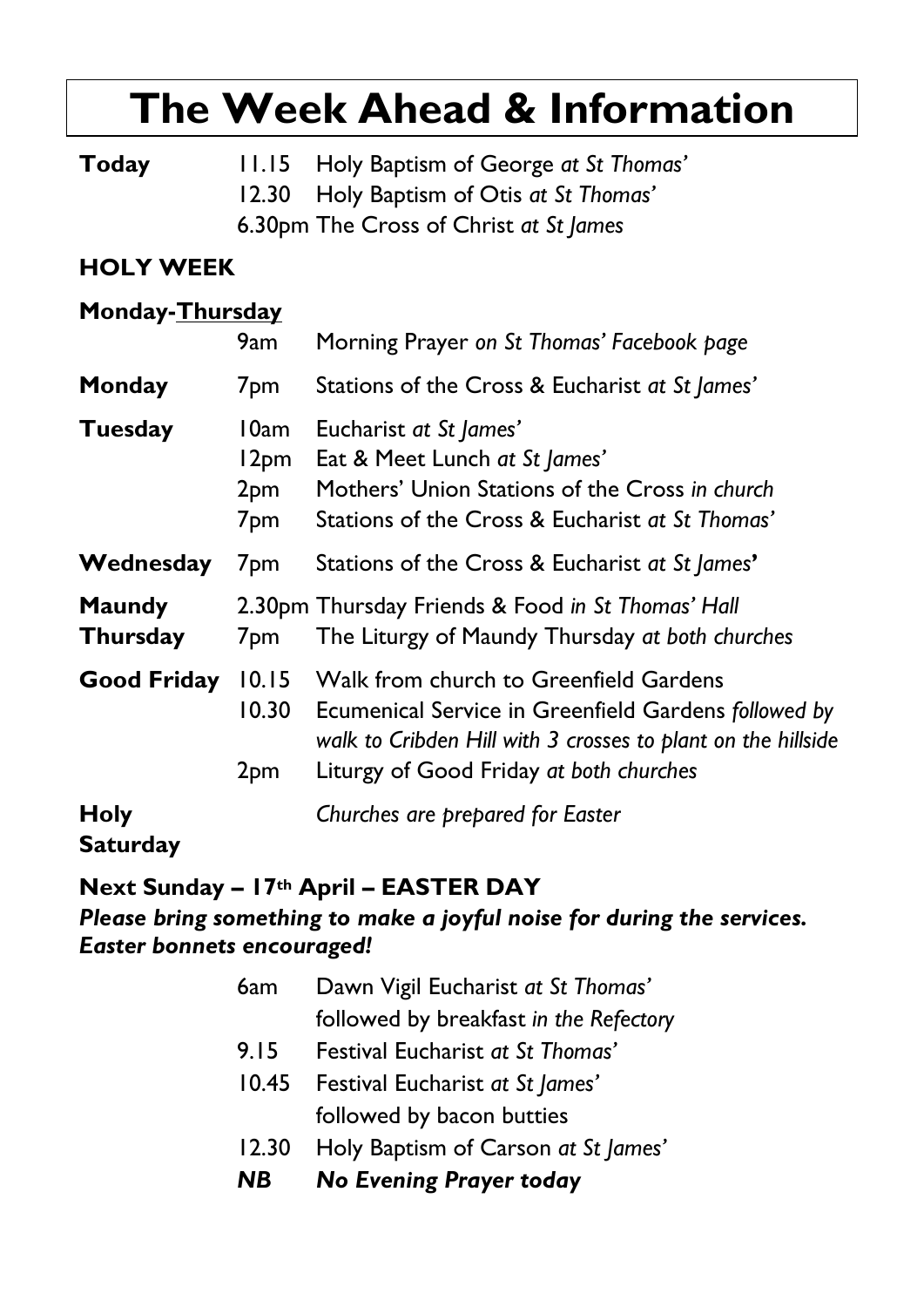# The Week Ahead & Information

| | | |
|---|---|---|
| **Today** | 11.15 | Holy Baptism of George *at St Thomas'* |
| | 12.30 | Holy Baptism of Otis *at St Thomas'* |
| | 6.30pm | The Cross of Christ *at St James* |

**HOLY WEEK**

| | | |
|---|---|---|
| **Monday-Thursday** | 9am | Morning Prayer *on St Thomas' Facebook page* |
| **Monday** | 7pm | Stations of the Cross & Eucharist *at St James'* |
| **Tuesday** | 10am | Eucharist *at St James'* |
| | 12pm | Eat & Meet Lunch *at St James'* |
| | 2pm | Mothers' Union Stations of the Cross *in church* |
| | 7pm | Stations of the Cross & Eucharist *at St Thomas'* |
| **Wednesday** | 7pm | Stations of the Cross & Eucharist *at St James'* |
| **Maundy Thursday** | 2.30pm | Thursday Friends & Food *in St Thomas' Hall* |
| | 7pm | The Liturgy of Maundy Thursday *at both churches* |
| **Good Friday** | 10.15 | Walk from church to Greenfield Gardens |
| | 10.30 | Ecumenical Service in Greenfield Gardens *followed by walk to Cribden Hill with 3 crosses to plant on the hillside* |
| | 2pm | Liturgy of Good Friday *at both churches* |
| **Holy Saturday** | | *Churches are prepared for Easter* |

**Next Sunday – 17th April – EASTER DAY**

***Please bring something to make a joyful noise for during the services. Easter bonnets encouraged!***

| | |
|---|---|
| 6am | Dawn Vigil Eucharist *at St Thomas'* followed by breakfast *in the Refectory* |
| 9.15 | Festival Eucharist *at St Thomas'* |
| 10.45 | Festival Eucharist *at St James'* followed by bacon butties |
| 12.30 | Holy Baptism of Carson *at St James'* |
| ***NB*** | ***No Evening Prayer today*** |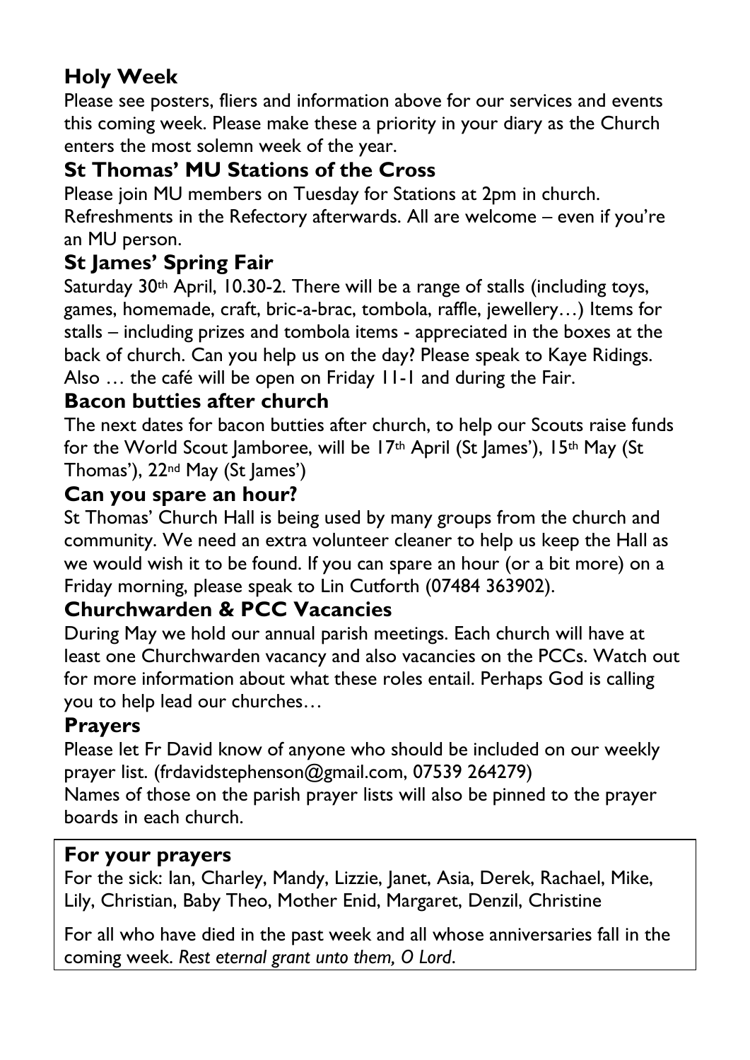## Holy Week

Please see posters, fliers and information above for our services and events this coming week. Please make these a priority in your diary as the Church enters the most solemn week of the year.

## St Thomas' MU Stations of the Cross

Please join MU members on Tuesday for Stations at 2pm in church. Refreshments in the Refectory afterwards. All are welcome – even if you're an MU person.

## St James' Spring Fair

Saturday 30th April, 10.30-2. There will be a range of stalls (including toys, games, homemade, craft, bric-a-brac, tombola, raffle, jewellery…) Items for stalls – including prizes and tombola items - appreciated in the boxes at the back of church. Can you help us on the day? Please speak to Kaye Ridings. Also … the café will be open on Friday 11-1 and during the Fair.

## Bacon butties after church

The next dates for bacon butties after church, to help our Scouts raise funds for the World Scout Jamboree, will be 17th April (St James'), 15th May (St Thomas'), 22nd May (St James')

## Can you spare an hour?

St Thomas' Church Hall is being used by many groups from the church and community. We need an extra volunteer cleaner to help us keep the Hall as we would wish it to be found. If you can spare an hour (or a bit more) on a Friday morning, please speak to Lin Cutforth (07484 363902).

## Churchwarden & PCC Vacancies

During May we hold our annual parish meetings. Each church will have at least one Churchwarden vacancy and also vacancies on the PCCs. Watch out for more information about what these roles entail. Perhaps God is calling you to help lead our churches…

## Prayers

Please let Fr David know of anyone who should be included on our weekly prayer list. (frdavidstephenson@gmail.com, 07539 264279)
Names of those on the parish prayer lists will also be pinned to the prayer boards in each church.

## For your prayers

For the sick: Ian, Charley, Mandy, Lizzie, Janet, Asia, Derek, Rachael, Mike, Lily, Christian, Baby Theo, Mother Enid, Margaret, Denzil, Christine

For all who have died in the past week and all whose anniversaries fall in the coming week. *Rest eternal grant unto them, O Lord*.